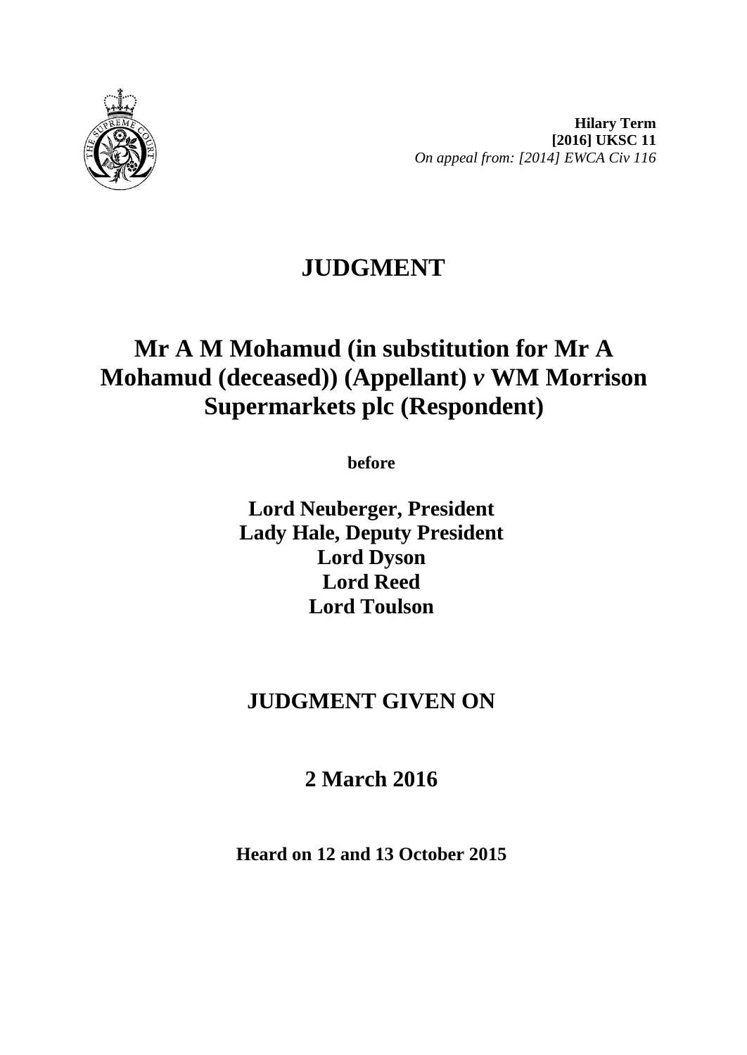**Hilary Term**
**[2016] UKSC 11**
*On appeal from: [2014] EWCA Civ 116*

# JUDGMENT

## Mr A M Mohamud (in substitution for Mr A Mohamud (deceased)) (Appellant) *v* WM Morrison Supermarkets plc (Respondent)

**before**

**Lord Neuberger, President**
**Lady Hale, Deputy President**
**Lord Dyson**
**Lord Reed**
**Lord Toulson**

## JUDGMENT GIVEN ON

## 2 March 2016

**Heard on 12 and 13 October 2015**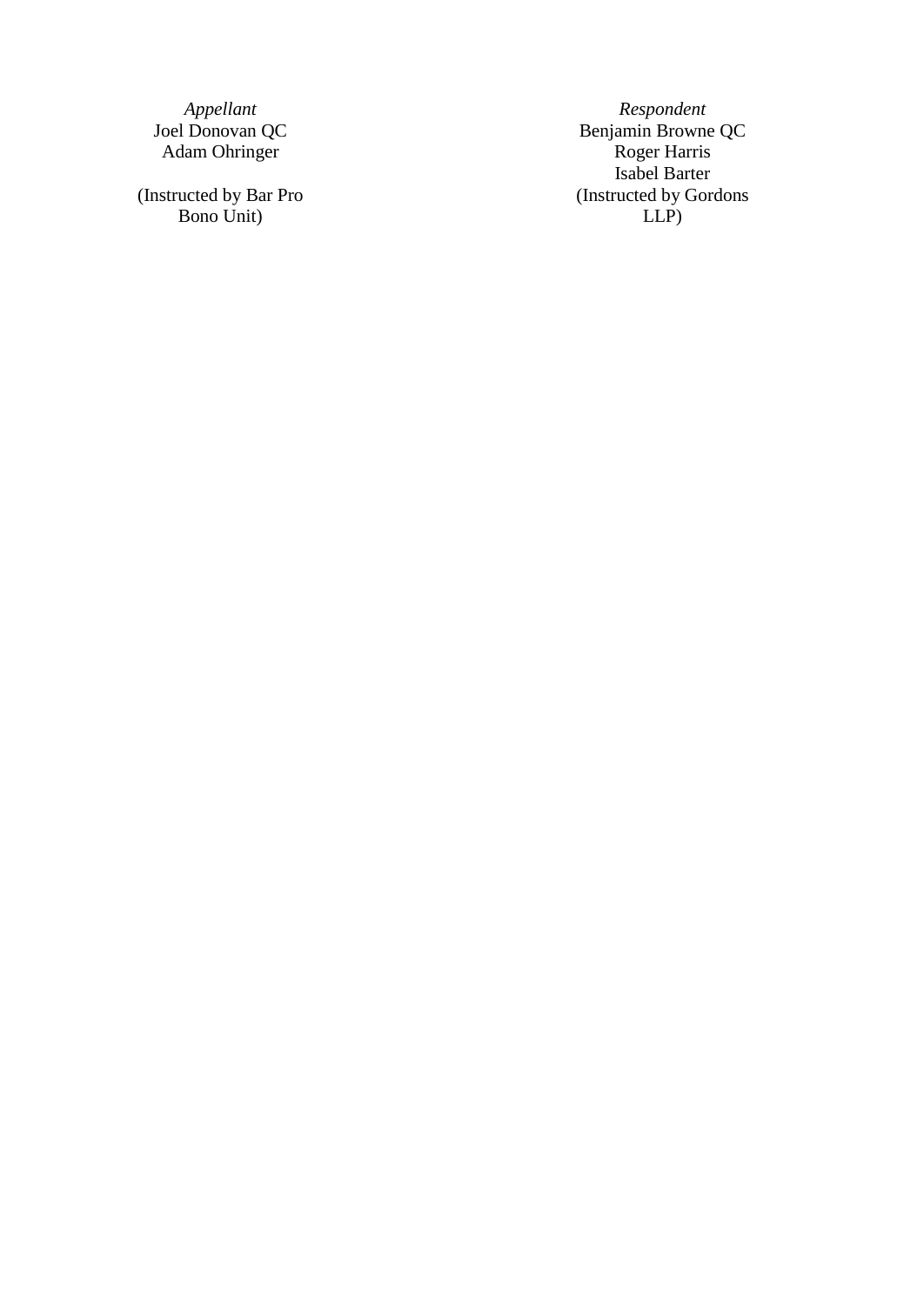| *Appellant* | *Respondent* |
|---|---|
| Joel Donovan QC | Benjamin Browne QC |
| Adam Ohringer | Roger Harris |
| | Isabel Barter |
| (Instructed by Bar Pro Bono Unit) | (Instructed by Gordons LLP) |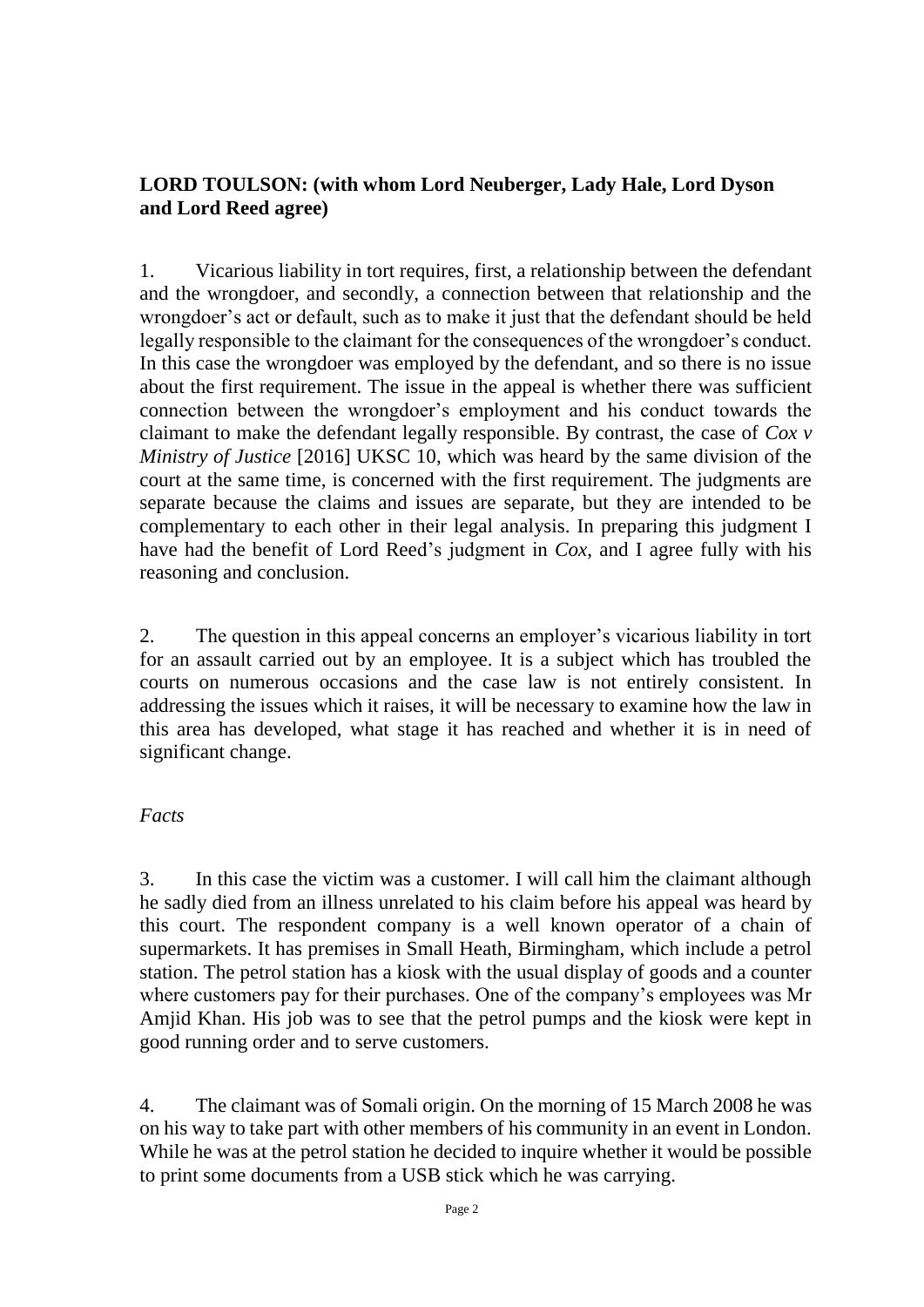**LORD TOULSON: (with whom Lord Neuberger, Lady Hale, Lord Dyson and Lord Reed agree)**

1. Vicarious liability in tort requires, first, a relationship between the defendant and the wrongdoer, and secondly, a connection between that relationship and the wrongdoer's act or default, such as to make it just that the defendant should be held legally responsible to the claimant for the consequences of the wrongdoer's conduct. In this case the wrongdoer was employed by the defendant, and so there is no issue about the first requirement. The issue in the appeal is whether there was sufficient connection between the wrongdoer's employment and his conduct towards the claimant to make the defendant legally responsible. By contrast, the case of *Cox v Ministry of Justice* [2016] UKSC 10, which was heard by the same division of the court at the same time, is concerned with the first requirement. The judgments are separate because the claims and issues are separate, but they are intended to be complementary to each other in their legal analysis. In preparing this judgment I have had the benefit of Lord Reed's judgment in *Cox*, and I agree fully with his reasoning and conclusion.

2. The question in this appeal concerns an employer's vicarious liability in tort for an assault carried out by an employee. It is a subject which has troubled the courts on numerous occasions and the case law is not entirely consistent. In addressing the issues which it raises, it will be necessary to examine how the law in this area has developed, what stage it has reached and whether it is in need of significant change.

*Facts*

3. In this case the victim was a customer. I will call him the claimant although he sadly died from an illness unrelated to his claim before his appeal was heard by this court. The respondent company is a well known operator of a chain of supermarkets. It has premises in Small Heath, Birmingham, which include a petrol station. The petrol station has a kiosk with the usual display of goods and a counter where customers pay for their purchases. One of the company's employees was Mr Amjid Khan. His job was to see that the petrol pumps and the kiosk were kept in good running order and to serve customers.

4. The claimant was of Somali origin. On the morning of 15 March 2008 he was on his way to take part with other members of his community in an event in London. While he was at the petrol station he decided to inquire whether it would be possible to print some documents from a USB stick which he was carrying.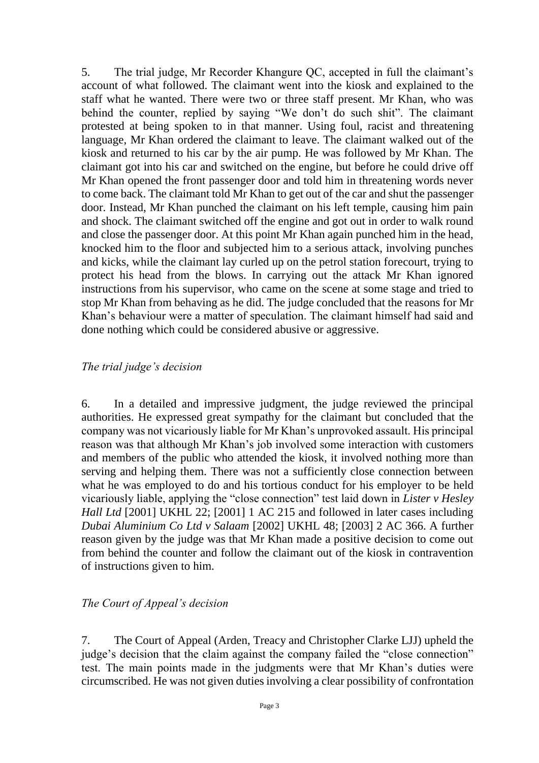5. The trial judge, Mr Recorder Khangure QC, accepted in full the claimant's account of what followed. The claimant went into the kiosk and explained to the staff what he wanted. There were two or three staff present. Mr Khan, who was behind the counter, replied by saying "We don't do such shit". The claimant protested at being spoken to in that manner. Using foul, racist and threatening language, Mr Khan ordered the claimant to leave. The claimant walked out of the kiosk and returned to his car by the air pump. He was followed by Mr Khan. The claimant got into his car and switched on the engine, but before he could drive off Mr Khan opened the front passenger door and told him in threatening words never to come back. The claimant told Mr Khan to get out of the car and shut the passenger door. Instead, Mr Khan punched the claimant on his left temple, causing him pain and shock. The claimant switched off the engine and got out in order to walk round and close the passenger door. At this point Mr Khan again punched him in the head, knocked him to the floor and subjected him to a serious attack, involving punches and kicks, while the claimant lay curled up on the petrol station forecourt, trying to protect his head from the blows. In carrying out the attack Mr Khan ignored instructions from his supervisor, who came on the scene at some stage and tried to stop Mr Khan from behaving as he did. The judge concluded that the reasons for Mr Khan's behaviour were a matter of speculation. The claimant himself had said and done nothing which could be considered abusive or aggressive.

### *The trial judge's decision*

6. In a detailed and impressive judgment, the judge reviewed the principal authorities. He expressed great sympathy for the claimant but concluded that the company was not vicariously liable for Mr Khan's unprovoked assault. His principal reason was that although Mr Khan's job involved some interaction with customers and members of the public who attended the kiosk, it involved nothing more than serving and helping them. There was not a sufficiently close connection between what he was employed to do and his tortious conduct for his employer to be held vicariously liable, applying the "close connection" test laid down in *Lister v Hesley Hall Ltd* [2001] UKHL 22; [2001] 1 AC 215 and followed in later cases including *Dubai Aluminium Co Ltd v Salaam* [2002] UKHL 48; [2003] 2 AC 366. A further reason given by the judge was that Mr Khan made a positive decision to come out from behind the counter and follow the claimant out of the kiosk in contravention of instructions given to him.

### *The Court of Appeal's decision*

7. The Court of Appeal (Arden, Treacy and Christopher Clarke LJJ) upheld the judge's decision that the claim against the company failed the "close connection" test. The main points made in the judgments were that Mr Khan's duties were circumscribed. He was not given duties involving a clear possibility of confrontation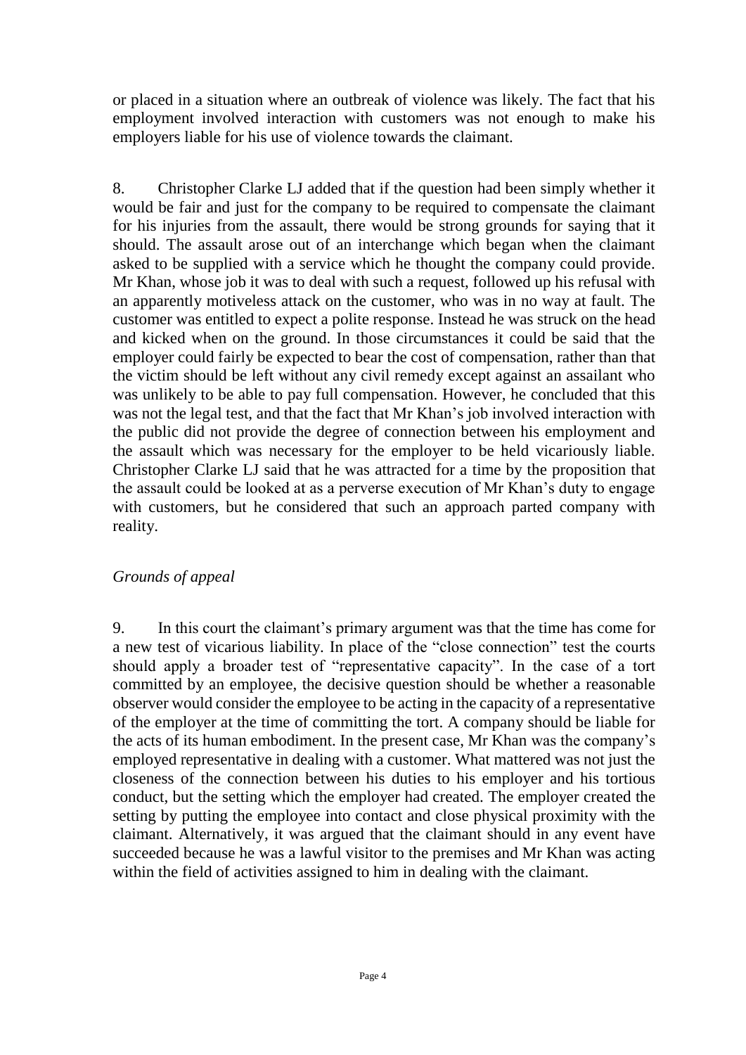or placed in a situation where an outbreak of violence was likely. The fact that his employment involved interaction with customers was not enough to make his employers liable for his use of violence towards the claimant.

8. Christopher Clarke LJ added that if the question had been simply whether it would be fair and just for the company to be required to compensate the claimant for his injuries from the assault, there would be strong grounds for saying that it should. The assault arose out of an interchange which began when the claimant asked to be supplied with a service which he thought the company could provide. Mr Khan, whose job it was to deal with such a request, followed up his refusal with an apparently motiveless attack on the customer, who was in no way at fault. The customer was entitled to expect a polite response. Instead he was struck on the head and kicked when on the ground. In those circumstances it could be said that the employer could fairly be expected to bear the cost of compensation, rather than that the victim should be left without any civil remedy except against an assailant who was unlikely to be able to pay full compensation. However, he concluded that this was not the legal test, and that the fact that Mr Khan's job involved interaction with the public did not provide the degree of connection between his employment and the assault which was necessary for the employer to be held vicariously liable. Christopher Clarke LJ said that he was attracted for a time by the proposition that the assault could be looked at as a perverse execution of Mr Khan's duty to engage with customers, but he considered that such an approach parted company with reality.

*Grounds of appeal*

9. In this court the claimant's primary argument was that the time has come for a new test of vicarious liability. In place of the "close connection" test the courts should apply a broader test of "representative capacity". In the case of a tort committed by an employee, the decisive question should be whether a reasonable observer would consider the employee to be acting in the capacity of a representative of the employer at the time of committing the tort. A company should be liable for the acts of its human embodiment. In the present case, Mr Khan was the company's employed representative in dealing with a customer. What mattered was not just the closeness of the connection between his duties to his employer and his tortious conduct, but the setting which the employer had created. The employer created the setting by putting the employee into contact and close physical proximity with the claimant. Alternatively, it was argued that the claimant should in any event have succeeded because he was a lawful visitor to the premises and Mr Khan was acting within the field of activities assigned to him in dealing with the claimant.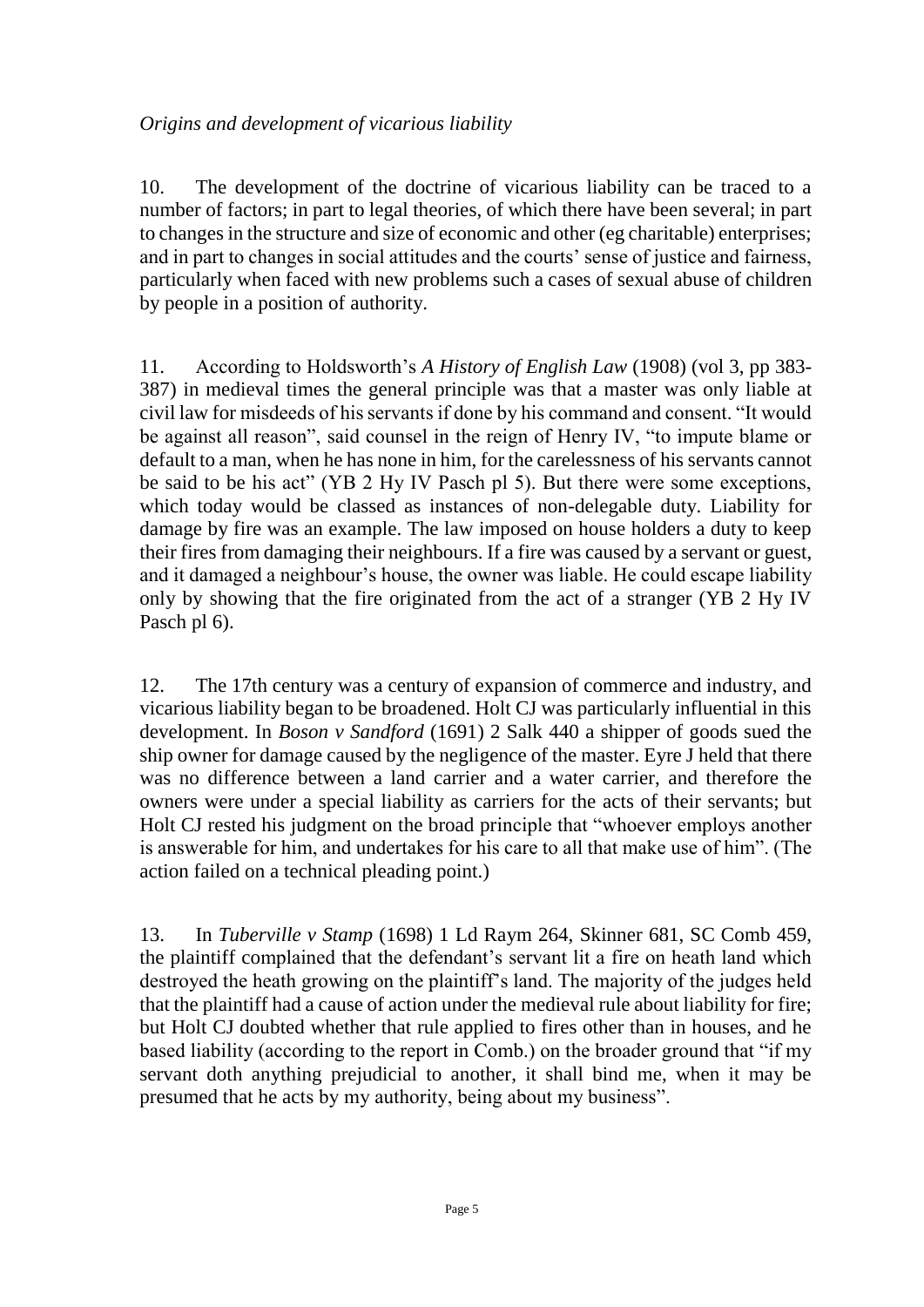*Origins and development of vicarious liability*

10. The development of the doctrine of vicarious liability can be traced to a number of factors; in part to legal theories, of which there have been several; in part to changes in the structure and size of economic and other (eg charitable) enterprises; and in part to changes in social attitudes and the courts' sense of justice and fairness, particularly when faced with new problems such a cases of sexual abuse of children by people in a position of authority.

11. According to Holdsworth's *A History of English Law* (1908) (vol 3, pp 383-387) in medieval times the general principle was that a master was only liable at civil law for misdeeds of his servants if done by his command and consent. "It would be against all reason", said counsel in the reign of Henry IV, "to impute blame or default to a man, when he has none in him, for the carelessness of his servants cannot be said to be his act" (YB 2 Hy IV Pasch pl 5). But there were some exceptions, which today would be classed as instances of non-delegable duty. Liability for damage by fire was an example. The law imposed on house holders a duty to keep their fires from damaging their neighbours. If a fire was caused by a servant or guest, and it damaged a neighbour's house, the owner was liable. He could escape liability only by showing that the fire originated from the act of a stranger (YB 2 Hy IV Pasch pl 6).

12. The 17th century was a century of expansion of commerce and industry, and vicarious liability began to be broadened. Holt CJ was particularly influential in this development. In *Boson v Sandford* (1691) 2 Salk 440 a shipper of goods sued the ship owner for damage caused by the negligence of the master. Eyre J held that there was no difference between a land carrier and a water carrier, and therefore the owners were under a special liability as carriers for the acts of their servants; but Holt CJ rested his judgment on the broad principle that "whoever employs another is answerable for him, and undertakes for his care to all that make use of him". (The action failed on a technical pleading point.)

13. In *Tuberville v Stamp* (1698) 1 Ld Raym 264, Skinner 681, SC Comb 459, the plaintiff complained that the defendant's servant lit a fire on heath land which destroyed the heath growing on the plaintiff's land. The majority of the judges held that the plaintiff had a cause of action under the medieval rule about liability for fire; but Holt CJ doubted whether that rule applied to fires other than in houses, and he based liability (according to the report in Comb.) on the broader ground that "if my servant doth anything prejudicial to another, it shall bind me, when it may be presumed that he acts by my authority, being about my business".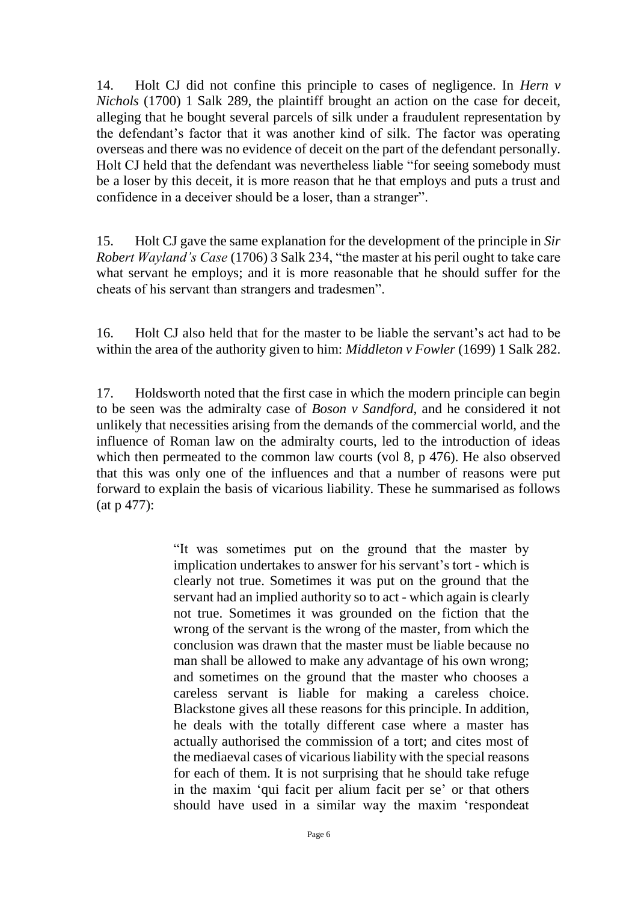14. Holt CJ did not confine this principle to cases of negligence. In *Hern v Nichols* (1700) 1 Salk 289, the plaintiff brought an action on the case for deceit, alleging that he bought several parcels of silk under a fraudulent representation by the defendant's factor that it was another kind of silk. The factor was operating overseas and there was no evidence of deceit on the part of the defendant personally. Holt CJ held that the defendant was nevertheless liable "for seeing somebody must be a loser by this deceit, it is more reason that he that employs and puts a trust and confidence in a deceiver should be a loser, than a stranger".

15. Holt CJ gave the same explanation for the development of the principle in *Sir Robert Wayland's Case* (1706) 3 Salk 234, "the master at his peril ought to take care what servant he employs; and it is more reasonable that he should suffer for the cheats of his servant than strangers and tradesmen".

16. Holt CJ also held that for the master to be liable the servant's act had to be within the area of the authority given to him: *Middleton v Fowler* (1699) 1 Salk 282.

17. Holdsworth noted that the first case in which the modern principle can begin to be seen was the admiralty case of *Boson v Sandford*, and he considered it not unlikely that necessities arising from the demands of the commercial world, and the influence of Roman law on the admiralty courts, led to the introduction of ideas which then permeated to the common law courts (vol 8, p 476). He also observed that this was only one of the influences and that a number of reasons were put forward to explain the basis of vicarious liability. These he summarised as follows (at p 477):

> "It was sometimes put on the ground that the master by implication undertakes to answer for his servant's tort - which is clearly not true. Sometimes it was put on the ground that the servant had an implied authority so to act - which again is clearly not true. Sometimes it was grounded on the fiction that the wrong of the servant is the wrong of the master, from which the conclusion was drawn that the master must be liable because no man shall be allowed to make any advantage of his own wrong; and sometimes on the ground that the master who chooses a careless servant is liable for making a careless choice. Blackstone gives all these reasons for this principle. In addition, he deals with the totally different case where a master has actually authorised the commission of a tort; and cites most of the mediaeval cases of vicarious liability with the special reasons for each of them. It is not surprising that he should take refuge in the maxim 'qui facit per alium facit per se' or that others should have used in a similar way the maxim 'respondeat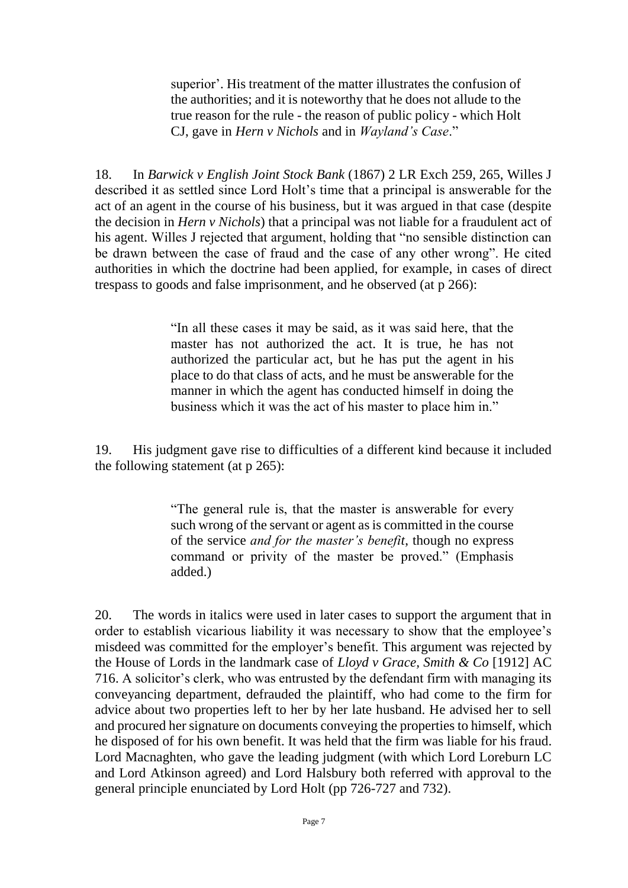> superior'. His treatment of the matter illustrates the confusion of the authorities; and it is noteworthy that he does not allude to the true reason for the rule - the reason of public policy - which Holt CJ, gave in *Hern v Nichols* and in *Wayland's Case*."

18. In *Barwick v English Joint Stock Bank* (1867) 2 LR Exch 259, 265, Willes J described it as settled since Lord Holt's time that a principal is answerable for the act of an agent in the course of his business, but it was argued in that case (despite the decision in *Hern v Nichols*) that a principal was not liable for a fraudulent act of his agent. Willes J rejected that argument, holding that "no sensible distinction can be drawn between the case of fraud and the case of any other wrong". He cited authorities in which the doctrine had been applied, for example, in cases of direct trespass to goods and false imprisonment, and he observed (at p 266):

> "In all these cases it may be said, as it was said here, that the master has not authorized the act. It is true, he has not authorized the particular act, but he has put the agent in his place to do that class of acts, and he must be answerable for the manner in which the agent has conducted himself in doing the business which it was the act of his master to place him in."

19. His judgment gave rise to difficulties of a different kind because it included the following statement (at p 265):

> "The general rule is, that the master is answerable for every such wrong of the servant or agent as is committed in the course of the service *and for the master's benefit*, though no express command or privity of the master be proved." (Emphasis added.)

20. The words in italics were used in later cases to support the argument that in order to establish vicarious liability it was necessary to show that the employee's misdeed was committed for the employer's benefit. This argument was rejected by the House of Lords in the landmark case of *Lloyd v Grace, Smith & Co* [1912] AC 716. A solicitor's clerk, who was entrusted by the defendant firm with managing its conveyancing department, defrauded the plaintiff, who had come to the firm for advice about two properties left to her by her late husband. He advised her to sell and procured her signature on documents conveying the properties to himself, which he disposed of for his own benefit. It was held that the firm was liable for his fraud. Lord Macnaghten, who gave the leading judgment (with which Lord Loreburn LC and Lord Atkinson agreed) and Lord Halsbury both referred with approval to the general principle enunciated by Lord Holt (pp 726-727 and 732).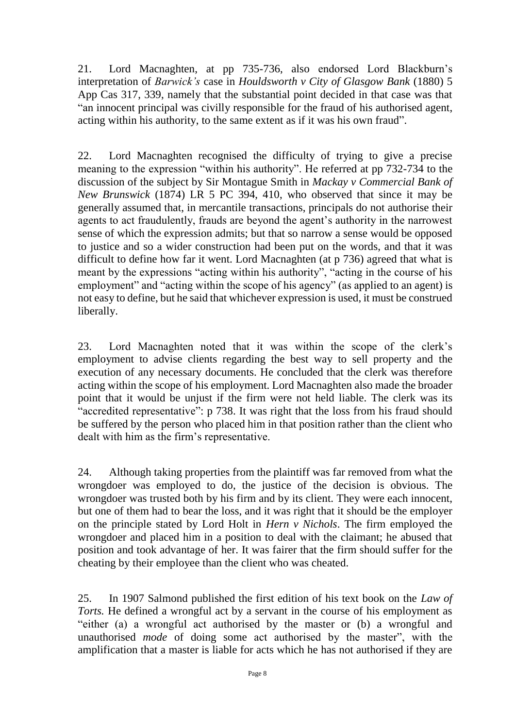21. Lord Macnaghten, at pp 735-736, also endorsed Lord Blackburn's interpretation of *Barwick's* case in *Houldsworth v City of Glasgow Bank* (1880) 5 App Cas 317, 339, namely that the substantial point decided in that case was that "an innocent principal was civilly responsible for the fraud of his authorised agent, acting within his authority, to the same extent as if it was his own fraud".

22. Lord Macnaghten recognised the difficulty of trying to give a precise meaning to the expression "within his authority". He referred at pp 732-734 to the discussion of the subject by Sir Montague Smith in *Mackay v Commercial Bank of New Brunswick* (1874) LR 5 PC 394, 410, who observed that since it may be generally assumed that, in mercantile transactions, principals do not authorise their agents to act fraudulently, frauds are beyond the agent's authority in the narrowest sense of which the expression admits; but that so narrow a sense would be opposed to justice and so a wider construction had been put on the words, and that it was difficult to define how far it went. Lord Macnaghten (at p 736) agreed that what is meant by the expressions "acting within his authority", "acting in the course of his employment" and "acting within the scope of his agency" (as applied to an agent) is not easy to define, but he said that whichever expression is used, it must be construed liberally.

23. Lord Macnaghten noted that it was within the scope of the clerk's employment to advise clients regarding the best way to sell property and the execution of any necessary documents. He concluded that the clerk was therefore acting within the scope of his employment. Lord Macnaghten also made the broader point that it would be unjust if the firm were not held liable. The clerk was its "accredited representative": p 738. It was right that the loss from his fraud should be suffered by the person who placed him in that position rather than the client who dealt with him as the firm's representative.

24. Although taking properties from the plaintiff was far removed from what the wrongdoer was employed to do, the justice of the decision is obvious. The wrongdoer was trusted both by his firm and by its client. They were each innocent, but one of them had to bear the loss, and it was right that it should be the employer on the principle stated by Lord Holt in *Hern v Nichols*. The firm employed the wrongdoer and placed him in a position to deal with the claimant; he abused that position and took advantage of her. It was fairer that the firm should suffer for the cheating by their employee than the client who was cheated.

25. In 1907 Salmond published the first edition of his text book on the *Law of Torts.* He defined a wrongful act by a servant in the course of his employment as "either (a) a wrongful act authorised by the master or (b) a wrongful and unauthorised *mode* of doing some act authorised by the master", with the amplification that a master is liable for acts which he has not authorised if they are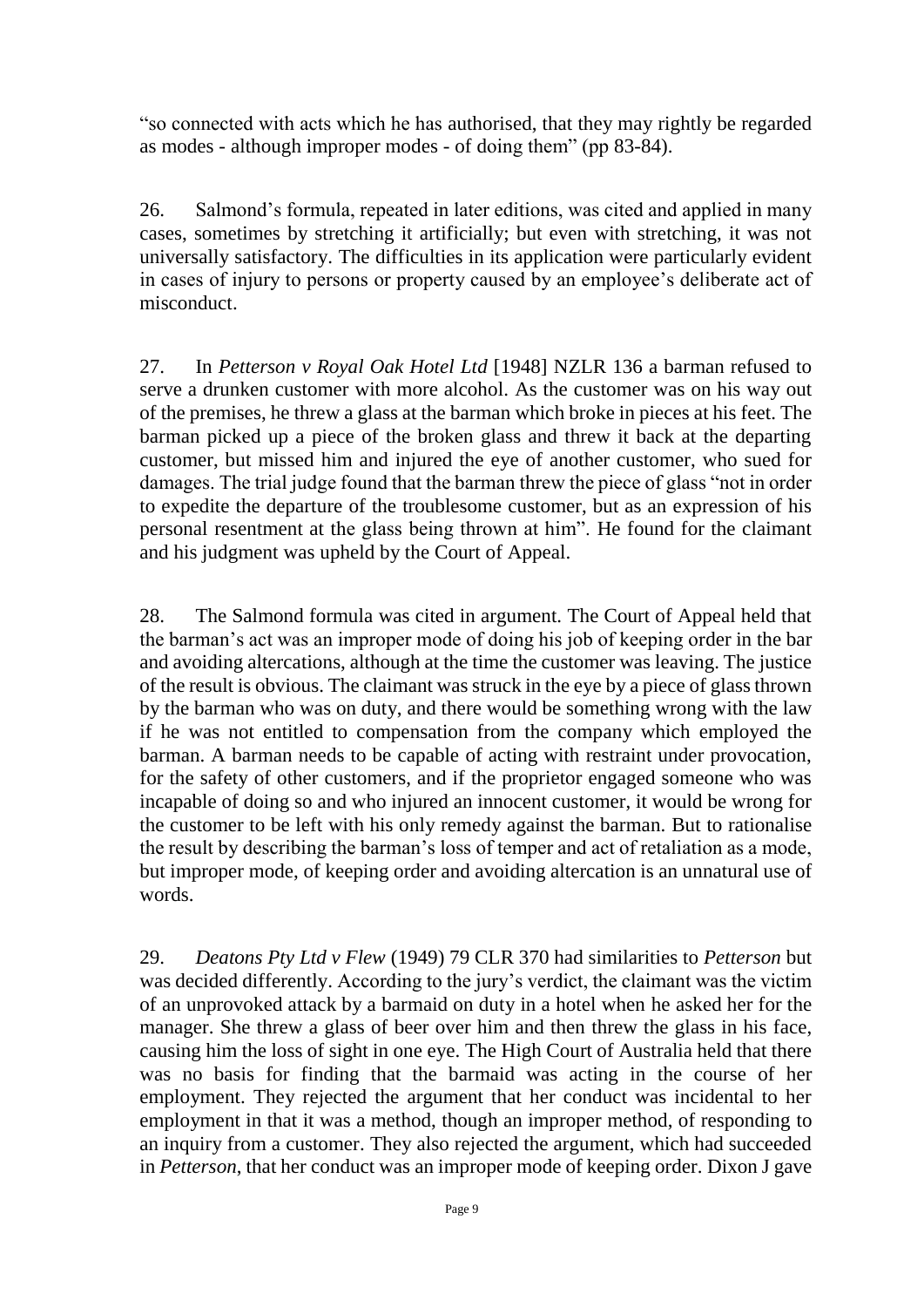"so connected with acts which he has authorised, that they may rightly be regarded as modes - although improper modes - of doing them" (pp 83-84).

26. Salmond's formula, repeated in later editions, was cited and applied in many cases, sometimes by stretching it artificially; but even with stretching, it was not universally satisfactory. The difficulties in its application were particularly evident in cases of injury to persons or property caused by an employee's deliberate act of misconduct.

27. In *Petterson v Royal Oak Hotel Ltd* [1948] NZLR 136 a barman refused to serve a drunken customer with more alcohol. As the customer was on his way out of the premises, he threw a glass at the barman which broke in pieces at his feet. The barman picked up a piece of the broken glass and threw it back at the departing customer, but missed him and injured the eye of another customer, who sued for damages. The trial judge found that the barman threw the piece of glass "not in order to expedite the departure of the troublesome customer, but as an expression of his personal resentment at the glass being thrown at him". He found for the claimant and his judgment was upheld by the Court of Appeal.

28. The Salmond formula was cited in argument. The Court of Appeal held that the barman's act was an improper mode of doing his job of keeping order in the bar and avoiding altercations, although at the time the customer was leaving. The justice of the result is obvious. The claimant was struck in the eye by a piece of glass thrown by the barman who was on duty, and there would be something wrong with the law if he was not entitled to compensation from the company which employed the barman. A barman needs to be capable of acting with restraint under provocation, for the safety of other customers, and if the proprietor engaged someone who was incapable of doing so and who injured an innocent customer, it would be wrong for the customer to be left with his only remedy against the barman. But to rationalise the result by describing the barman's loss of temper and act of retaliation as a mode, but improper mode, of keeping order and avoiding altercation is an unnatural use of words.

29. *Deatons Pty Ltd v Flew* (1949) 79 CLR 370 had similarities to *Petterson* but was decided differently. According to the jury's verdict, the claimant was the victim of an unprovoked attack by a barmaid on duty in a hotel when he asked her for the manager. She threw a glass of beer over him and then threw the glass in his face, causing him the loss of sight in one eye. The High Court of Australia held that there was no basis for finding that the barmaid was acting in the course of her employment. They rejected the argument that her conduct was incidental to her employment in that it was a method, though an improper method, of responding to an inquiry from a customer. They also rejected the argument, which had succeeded in *Petterson*, that her conduct was an improper mode of keeping order. Dixon J gave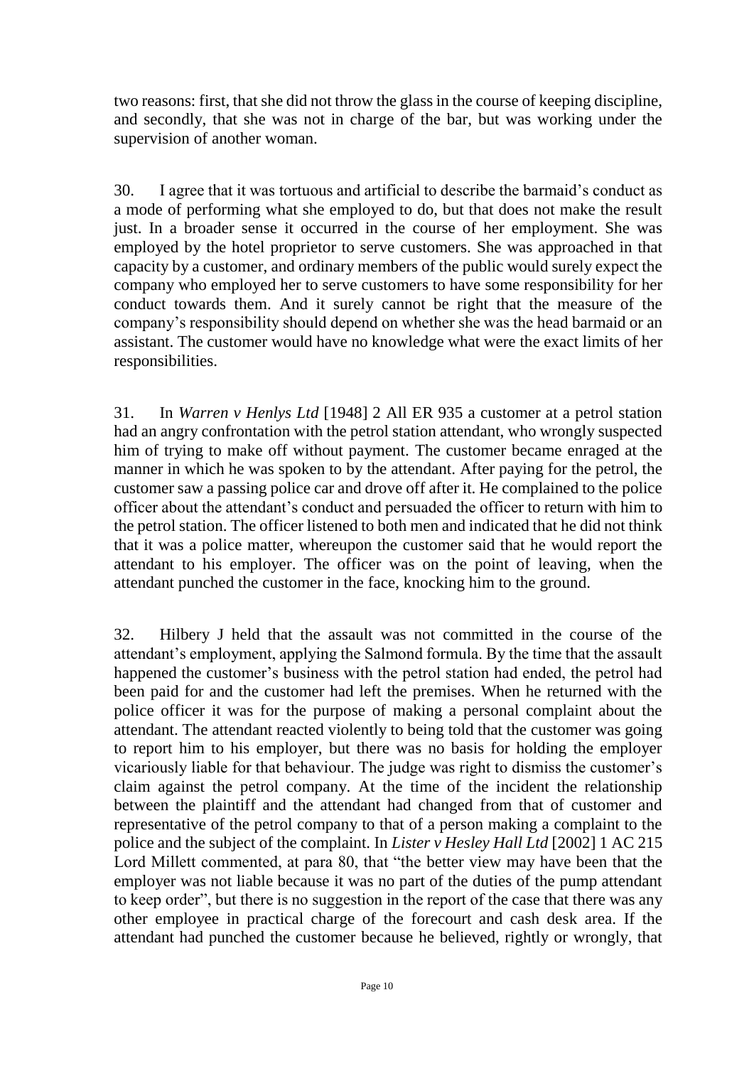two reasons: first, that she did not throw the glass in the course of keeping discipline, and secondly, that she was not in charge of the bar, but was working under the supervision of another woman.

30. I agree that it was tortuous and artificial to describe the barmaid's conduct as a mode of performing what she employed to do, but that does not make the result just. In a broader sense it occurred in the course of her employment. She was employed by the hotel proprietor to serve customers. She was approached in that capacity by a customer, and ordinary members of the public would surely expect the company who employed her to serve customers to have some responsibility for her conduct towards them. And it surely cannot be right that the measure of the company's responsibility should depend on whether she was the head barmaid or an assistant. The customer would have no knowledge what were the exact limits of her responsibilities.

31. In *Warren v Henlys Ltd* [1948] 2 All ER 935 a customer at a petrol station had an angry confrontation with the petrol station attendant, who wrongly suspected him of trying to make off without payment. The customer became enraged at the manner in which he was spoken to by the attendant. After paying for the petrol, the customer saw a passing police car and drove off after it. He complained to the police officer about the attendant's conduct and persuaded the officer to return with him to the petrol station. The officer listened to both men and indicated that he did not think that it was a police matter, whereupon the customer said that he would report the attendant to his employer. The officer was on the point of leaving, when the attendant punched the customer in the face, knocking him to the ground.

32. Hilbery J held that the assault was not committed in the course of the attendant's employment, applying the Salmond formula. By the time that the assault happened the customer's business with the petrol station had ended, the petrol had been paid for and the customer had left the premises. When he returned with the police officer it was for the purpose of making a personal complaint about the attendant. The attendant reacted violently to being told that the customer was going to report him to his employer, but there was no basis for holding the employer vicariously liable for that behaviour. The judge was right to dismiss the customer's claim against the petrol company. At the time of the incident the relationship between the plaintiff and the attendant had changed from that of customer and representative of the petrol company to that of a person making a complaint to the police and the subject of the complaint. In *Lister v Hesley Hall Ltd* [2002] 1 AC 215 Lord Millett commented, at para 80, that "the better view may have been that the employer was not liable because it was no part of the duties of the pump attendant to keep order", but there is no suggestion in the report of the case that there was any other employee in practical charge of the forecourt and cash desk area. If the attendant had punched the customer because he believed, rightly or wrongly, that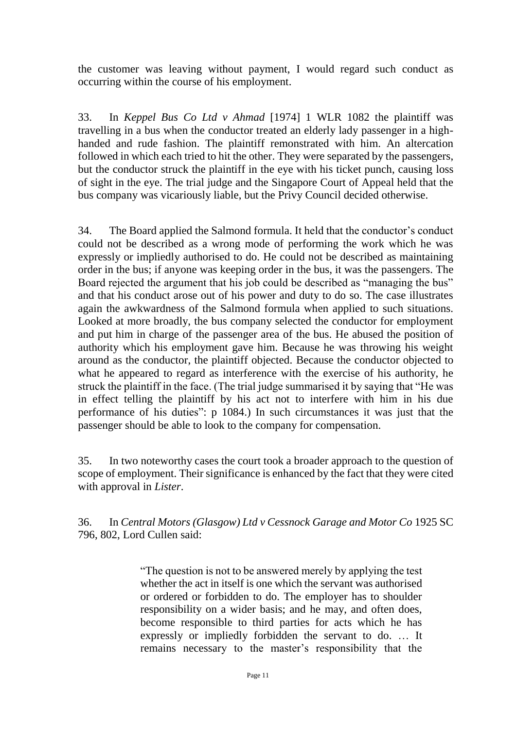the customer was leaving without payment, I would regard such conduct as occurring within the course of his employment.

33. In *Keppel Bus Co Ltd v Ahmad* [1974] 1 WLR 1082 the plaintiff was travelling in a bus when the conductor treated an elderly lady passenger in a high-handed and rude fashion. The plaintiff remonstrated with him. An altercation followed in which each tried to hit the other. They were separated by the passengers, but the conductor struck the plaintiff in the eye with his ticket punch, causing loss of sight in the eye. The trial judge and the Singapore Court of Appeal held that the bus company was vicariously liable, but the Privy Council decided otherwise.

34. The Board applied the Salmond formula. It held that the conductor's conduct could not be described as a wrong mode of performing the work which he was expressly or impliedly authorised to do. He could not be described as maintaining order in the bus; if anyone was keeping order in the bus, it was the passengers. The Board rejected the argument that his job could be described as "managing the bus" and that his conduct arose out of his power and duty to do so. The case illustrates again the awkwardness of the Salmond formula when applied to such situations. Looked at more broadly, the bus company selected the conductor for employment and put him in charge of the passenger area of the bus. He abused the position of authority which his employment gave him. Because he was throwing his weight around as the conductor, the plaintiff objected. Because the conductor objected to what he appeared to regard as interference with the exercise of his authority, he struck the plaintiff in the face. (The trial judge summarised it by saying that "He was in effect telling the plaintiff by his act not to interfere with him in his due performance of his duties": p 1084.) In such circumstances it was just that the passenger should be able to look to the company for compensation.

35. In two noteworthy cases the court took a broader approach to the question of scope of employment. Their significance is enhanced by the fact that they were cited with approval in *Lister*.

36. In *Central Motors (Glasgow) Ltd v Cessnock Garage and Motor Co* 1925 SC 796, 802, Lord Cullen said:

> "The question is not to be answered merely by applying the test whether the act in itself is one which the servant was authorised or ordered or forbidden to do. The employer has to shoulder responsibility on a wider basis; and he may, and often does, become responsible to third parties for acts which he has expressly or impliedly forbidden the servant to do. … It remains necessary to the master's responsibility that the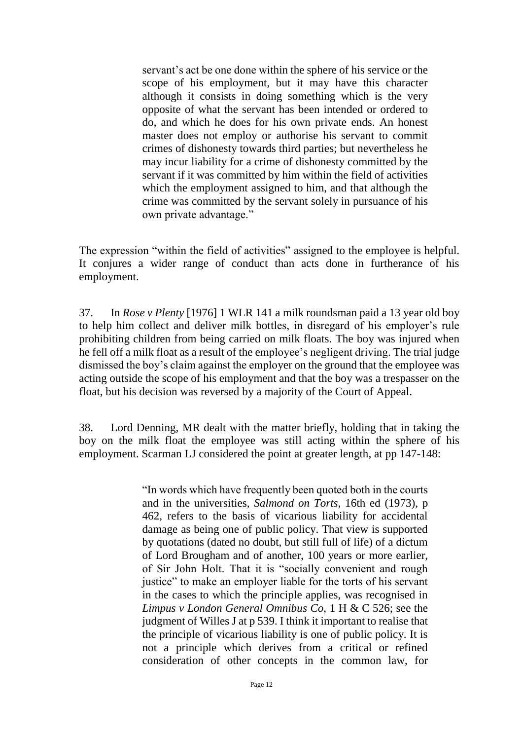> servant's act be one done within the sphere of his service or the scope of his employment, but it may have this character although it consists in doing something which is the very opposite of what the servant has been intended or ordered to do, and which he does for his own private ends. An honest master does not employ or authorise his servant to commit crimes of dishonesty towards third parties; but nevertheless he may incur liability for a crime of dishonesty committed by the servant if it was committed by him within the field of activities which the employment assigned to him, and that although the crime was committed by the servant solely in pursuance of his own private advantage."

The expression "within the field of activities" assigned to the employee is helpful. It conjures a wider range of conduct than acts done in furtherance of his employment.

37. In *Rose v Plenty* [1976] 1 WLR 141 a milk roundsman paid a 13 year old boy to help him collect and deliver milk bottles, in disregard of his employer's rule prohibiting children from being carried on milk floats. The boy was injured when he fell off a milk float as a result of the employee's negligent driving. The trial judge dismissed the boy's claim against the employer on the ground that the employee was acting outside the scope of his employment and that the boy was a trespasser on the float, but his decision was reversed by a majority of the Court of Appeal.

38. Lord Denning, MR dealt with the matter briefly, holding that in taking the boy on the milk float the employee was still acting within the sphere of his employment. Scarman LJ considered the point at greater length, at pp 147-148:

> "In words which have frequently been quoted both in the courts and in the universities, *Salmond on Torts*, 16th ed (1973), p 462, refers to the basis of vicarious liability for accidental damage as being one of public policy. That view is supported by quotations (dated no doubt, but still full of life) of a dictum of Lord Brougham and of another, 100 years or more earlier, of Sir John Holt. That it is "socially convenient and rough justice" to make an employer liable for the torts of his servant in the cases to which the principle applies, was recognised in *Limpus v London General Omnibus Co*, 1 H & C 526; see the judgment of Willes J at p 539. I think it important to realise that the principle of vicarious liability is one of public policy. It is not a principle which derives from a critical or refined consideration of other concepts in the common law, for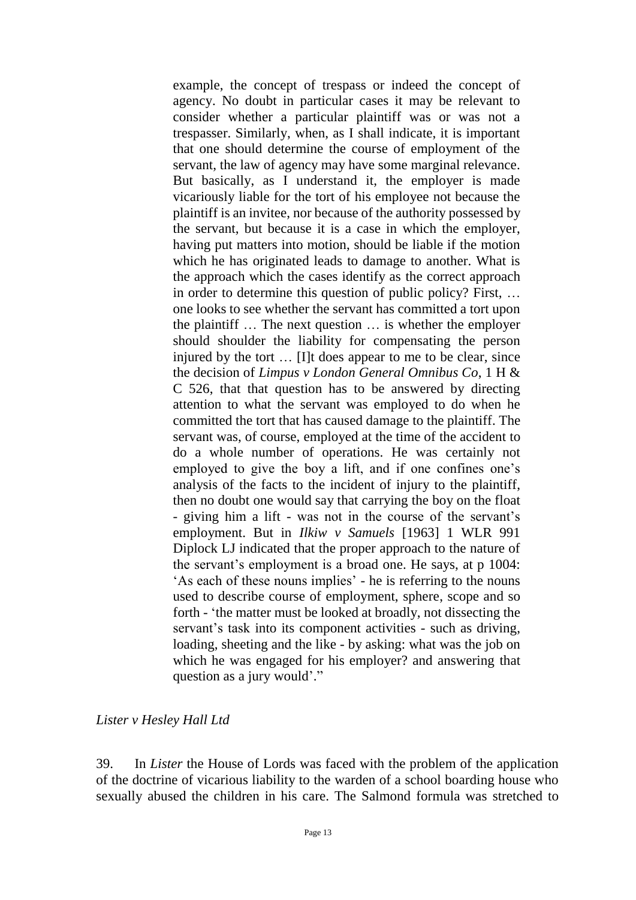> example, the concept of trespass or indeed the concept of agency. No doubt in particular cases it may be relevant to consider whether a particular plaintiff was or was not a trespasser. Similarly, when, as I shall indicate, it is important that one should determine the course of employment of the servant, the law of agency may have some marginal relevance. But basically, as I understand it, the employer is made vicariously liable for the tort of his employee not because the plaintiff is an invitee, nor because of the authority possessed by the servant, but because it is a case in which the employer, having put matters into motion, should be liable if the motion which he has originated leads to damage to another. What is the approach which the cases identify as the correct approach in order to determine this question of public policy? First, … one looks to see whether the servant has committed a tort upon the plaintiff … The next question … is whether the employer should shoulder the liability for compensating the person injured by the tort … [I]t does appear to me to be clear, since the decision of *Limpus v London General Omnibus Co*, 1 H & C 526, that that question has to be answered by directing attention to what the servant was employed to do when he committed the tort that has caused damage to the plaintiff. The servant was, of course, employed at the time of the accident to do a whole number of operations. He was certainly not employed to give the boy a lift, and if one confines one's analysis of the facts to the incident of injury to the plaintiff, then no doubt one would say that carrying the boy on the float - giving him a lift - was not in the course of the servant's employment. But in *Ilkiw v Samuels* [1963] 1 WLR 991 Diplock LJ indicated that the proper approach to the nature of the servant's employment is a broad one. He says, at p 1004: 'As each of these nouns implies' - he is referring to the nouns used to describe course of employment, sphere, scope and so forth - 'the matter must be looked at broadly, not dissecting the servant's task into its component activities - such as driving, loading, sheeting and the like - by asking: what was the job on which he was engaged for his employer? and answering that question as a jury would'."

*Lister v Hesley Hall Ltd*

39. In *Lister* the House of Lords was faced with the problem of the application of the doctrine of vicarious liability to the warden of a school boarding house who sexually abused the children in his care. The Salmond formula was stretched to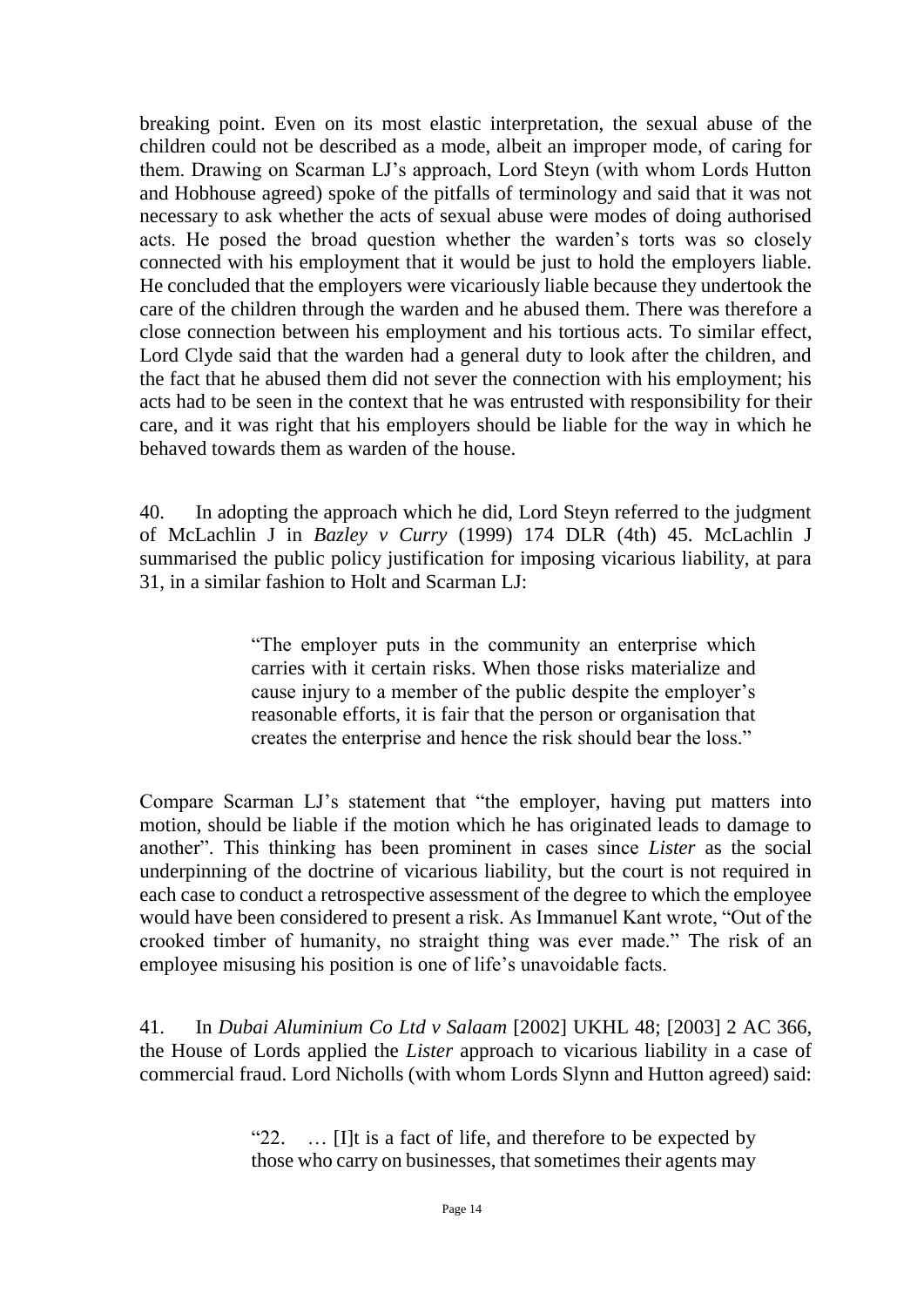breaking point. Even on its most elastic interpretation, the sexual abuse of the children could not be described as a mode, albeit an improper mode, of caring for them. Drawing on Scarman LJ's approach, Lord Steyn (with whom Lords Hutton and Hobhouse agreed) spoke of the pitfalls of terminology and said that it was not necessary to ask whether the acts of sexual abuse were modes of doing authorised acts. He posed the broad question whether the warden's torts was so closely connected with his employment that it would be just to hold the employers liable. He concluded that the employers were vicariously liable because they undertook the care of the children through the warden and he abused them. There was therefore a close connection between his employment and his tortious acts. To similar effect, Lord Clyde said that the warden had a general duty to look after the children, and the fact that he abused them did not sever the connection with his employment; his acts had to be seen in the context that he was entrusted with responsibility for their care, and it was right that his employers should be liable for the way in which he behaved towards them as warden of the house.

40. In adopting the approach which he did, Lord Steyn referred to the judgment of McLachlin J in *Bazley v Curry* (1999) 174 DLR (4th) 45. McLachlin J summarised the public policy justification for imposing vicarious liability, at para 31, in a similar fashion to Holt and Scarman LJ:

> "The employer puts in the community an enterprise which carries with it certain risks. When those risks materialize and cause injury to a member of the public despite the employer's reasonable efforts, it is fair that the person or organisation that creates the enterprise and hence the risk should bear the loss."

Compare Scarman LJ's statement that "the employer, having put matters into motion, should be liable if the motion which he has originated leads to damage to another". This thinking has been prominent in cases since *Lister* as the social underpinning of the doctrine of vicarious liability, but the court is not required in each case to conduct a retrospective assessment of the degree to which the employee would have been considered to present a risk. As Immanuel Kant wrote, "Out of the crooked timber of humanity, no straight thing was ever made." The risk of an employee misusing his position is one of life's unavoidable facts.

41. In *Dubai Aluminium Co Ltd v Salaam* [2002] UKHL 48; [2003] 2 AC 366, the House of Lords applied the *Lister* approach to vicarious liability in a case of commercial fraud. Lord Nicholls (with whom Lords Slynn and Hutton agreed) said:

> "22. … [I]t is a fact of life, and therefore to be expected by those who carry on businesses, that sometimes their agents may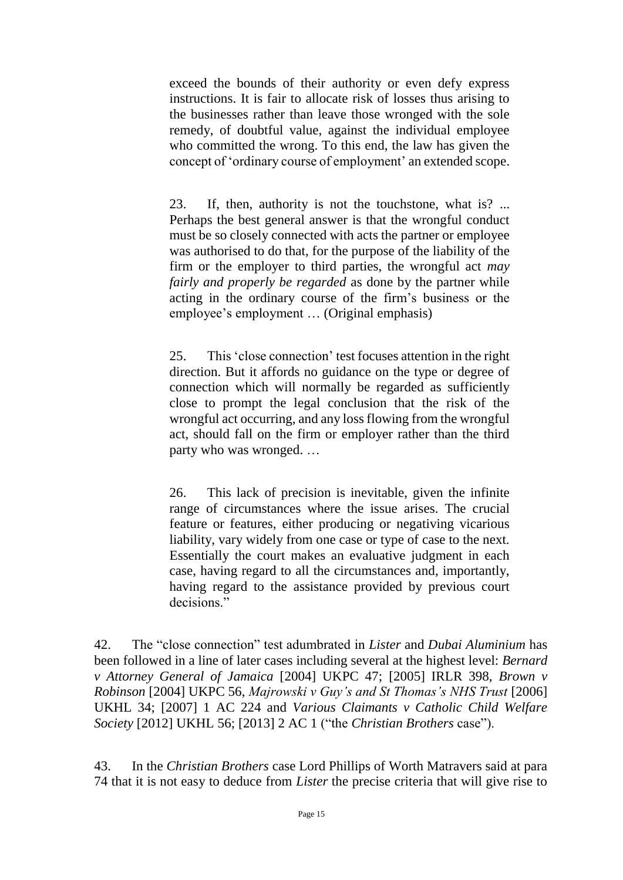exceed the bounds of their authority or even defy express instructions. It is fair to allocate risk of losses thus arising to the businesses rather than leave those wronged with the sole remedy, of doubtful value, against the individual employee who committed the wrong. To this end, the law has given the concept of 'ordinary course of employment' an extended scope.

> 23. If, then, authority is not the touchstone, what is? ... Perhaps the best general answer is that the wrongful conduct must be so closely connected with acts the partner or employee was authorised to do that, for the purpose of the liability of the firm or the employer to third parties, the wrongful act *may fairly and properly be regarded* as done by the partner while acting in the ordinary course of the firm's business or the employee's employment … (Original emphasis)

> 25. This 'close connection' test focuses attention in the right direction. But it affords no guidance on the type or degree of connection which will normally be regarded as sufficiently close to prompt the legal conclusion that the risk of the wrongful act occurring, and any loss flowing from the wrongful act, should fall on the firm or employer rather than the third party who was wronged. …

> 26. This lack of precision is inevitable, given the infinite range of circumstances where the issue arises. The crucial feature or features, either producing or negativing vicarious liability, vary widely from one case or type of case to the next. Essentially the court makes an evaluative judgment in each case, having regard to all the circumstances and, importantly, having regard to the assistance provided by previous court decisions."

42. The "close connection" test adumbrated in *Lister* and *Dubai Aluminium* has been followed in a line of later cases including several at the highest level: *Bernard v Attorney General of Jamaica* [2004] UKPC 47; [2005] IRLR 398, *Brown v Robinson* [2004] UKPC 56, *Majrowski v Guy's and St Thomas's NHS Trust* [2006] UKHL 34; [2007] 1 AC 224 and *Various Claimants v Catholic Child Welfare Society* [2012] UKHL 56; [2013] 2 AC 1 ("the *Christian Brothers* case").

43. In the *Christian Brothers* case Lord Phillips of Worth Matravers said at para 74 that it is not easy to deduce from *Lister* the precise criteria that will give rise to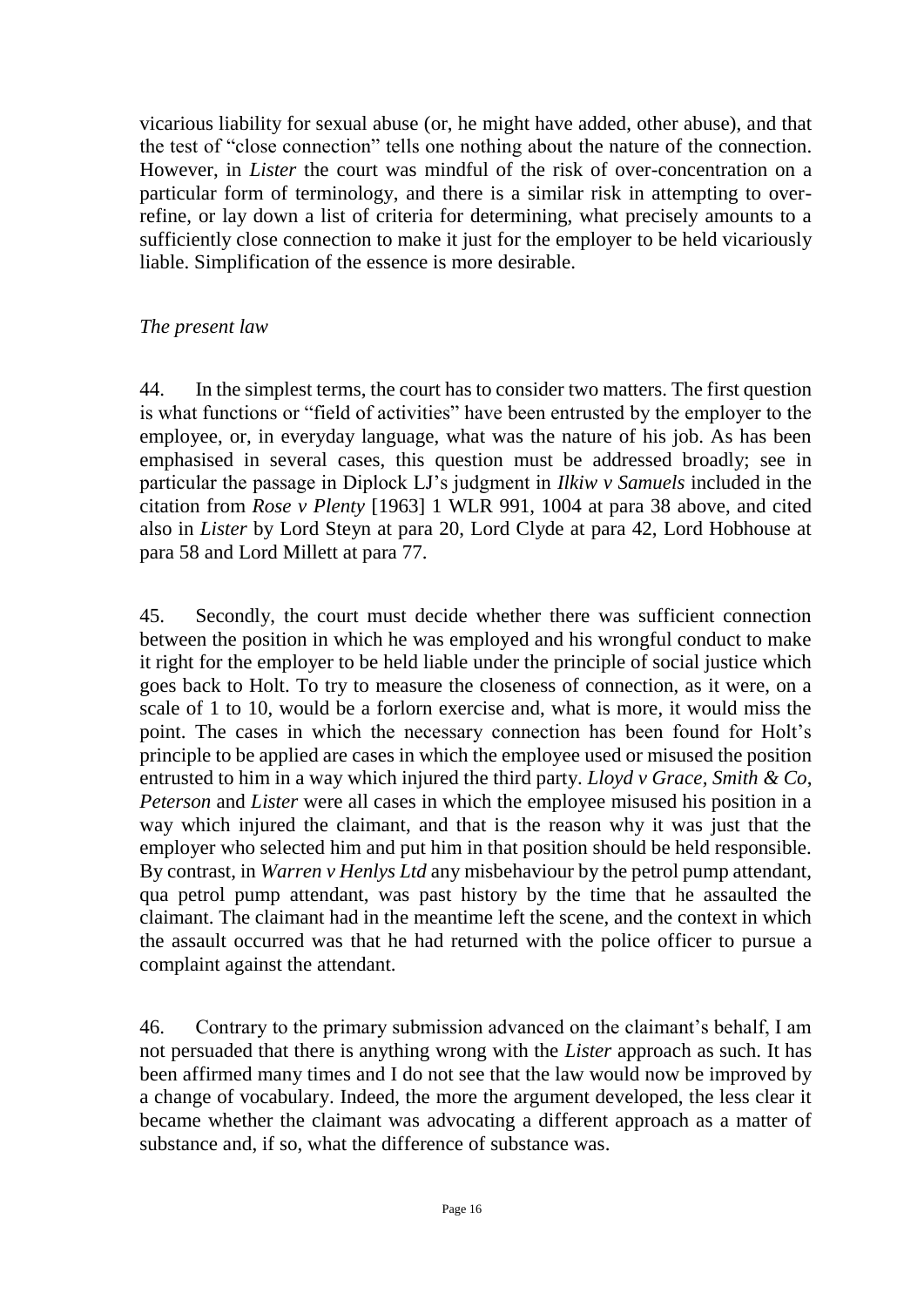vicarious liability for sexual abuse (or, he might have added, other abuse), and that the test of "close connection" tells one nothing about the nature of the connection. However, in *Lister* the court was mindful of the risk of over-concentration on a particular form of terminology, and there is a similar risk in attempting to over-refine, or lay down a list of criteria for determining, what precisely amounts to a sufficiently close connection to make it just for the employer to be held vicariously liable. Simplification of the essence is more desirable.

*The present law*

44. In the simplest terms, the court has to consider two matters. The first question is what functions or "field of activities" have been entrusted by the employer to the employee, or, in everyday language, what was the nature of his job. As has been emphasised in several cases, this question must be addressed broadly; see in particular the passage in Diplock LJ's judgment in *Ilkiw v Samuels* included in the citation from *Rose v Plenty* [1963] 1 WLR 991, 1004 at para 38 above, and cited also in *Lister* by Lord Steyn at para 20, Lord Clyde at para 42, Lord Hobhouse at para 58 and Lord Millett at para 77.

45. Secondly, the court must decide whether there was sufficient connection between the position in which he was employed and his wrongful conduct to make it right for the employer to be held liable under the principle of social justice which goes back to Holt. To try to measure the closeness of connection, as it were, on a scale of 1 to 10, would be a forlorn exercise and, what is more, it would miss the point. The cases in which the necessary connection has been found for Holt's principle to be applied are cases in which the employee used or misused the position entrusted to him in a way which injured the third party. *Lloyd v Grace, Smith & Co*, *Peterson* and *Lister* were all cases in which the employee misused his position in a way which injured the claimant, and that is the reason why it was just that the employer who selected him and put him in that position should be held responsible. By contrast, in *Warren v Henlys Ltd* any misbehaviour by the petrol pump attendant, qua petrol pump attendant, was past history by the time that he assaulted the claimant. The claimant had in the meantime left the scene, and the context in which the assault occurred was that he had returned with the police officer to pursue a complaint against the attendant.

46. Contrary to the primary submission advanced on the claimant's behalf, I am not persuaded that there is anything wrong with the *Lister* approach as such. It has been affirmed many times and I do not see that the law would now be improved by a change of vocabulary. Indeed, the more the argument developed, the less clear it became whether the claimant was advocating a different approach as a matter of substance and, if so, what the difference of substance was.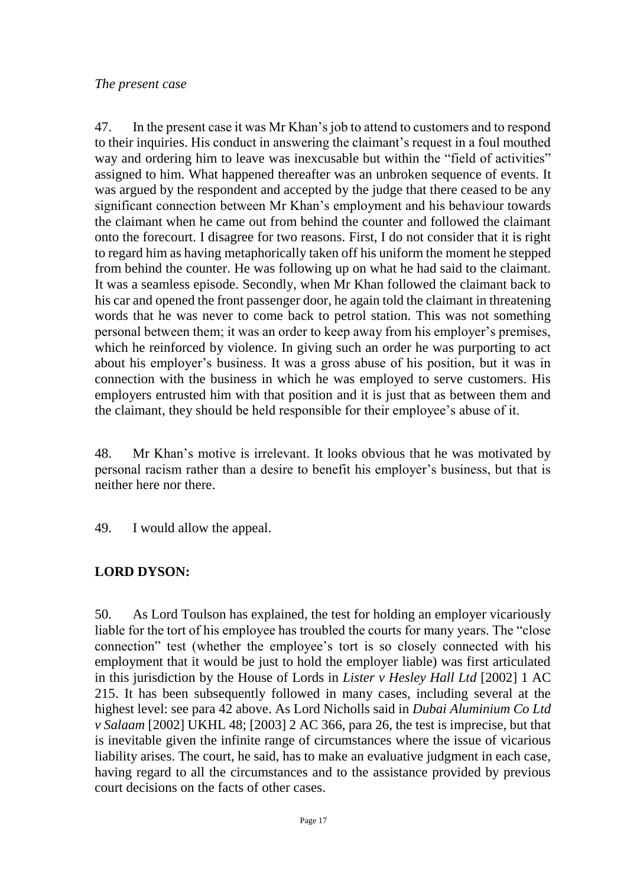*The present case*

47. In the present case it was Mr Khan's job to attend to customers and to respond to their inquiries. His conduct in answering the claimant's request in a foul mouthed way and ordering him to leave was inexcusable but within the "field of activities" assigned to him. What happened thereafter was an unbroken sequence of events. It was argued by the respondent and accepted by the judge that there ceased to be any significant connection between Mr Khan's employment and his behaviour towards the claimant when he came out from behind the counter and followed the claimant onto the forecourt. I disagree for two reasons. First, I do not consider that it is right to regard him as having metaphorically taken off his uniform the moment he stepped from behind the counter. He was following up on what he had said to the claimant. It was a seamless episode. Secondly, when Mr Khan followed the claimant back to his car and opened the front passenger door, he again told the claimant in threatening words that he was never to come back to petrol station. This was not something personal between them; it was an order to keep away from his employer's premises, which he reinforced by violence. In giving such an order he was purporting to act about his employer's business. It was a gross abuse of his position, but it was in connection with the business in which he was employed to serve customers. His employers entrusted him with that position and it is just that as between them and the claimant, they should be held responsible for their employee's abuse of it.

48. Mr Khan's motive is irrelevant. It looks obvious that he was motivated by personal racism rather than a desire to benefit his employer's business, but that is neither here nor there.

49. I would allow the appeal.

**LORD DYSON:**

50. As Lord Toulson has explained, the test for holding an employer vicariously liable for the tort of his employee has troubled the courts for many years. The "close connection" test (whether the employee's tort is so closely connected with his employment that it would be just to hold the employer liable) was first articulated in this jurisdiction by the House of Lords in *Lister v Hesley Hall Ltd* [2002] 1 AC 215. It has been subsequently followed in many cases, including several at the highest level: see para 42 above. As Lord Nicholls said in *Dubai Aluminium Co Ltd v Salaam* [2002] UKHL 48; [2003] 2 AC 366, para 26, the test is imprecise, but that is inevitable given the infinite range of circumstances where the issue of vicarious liability arises. The court, he said, has to make an evaluative judgment in each case, having regard to all the circumstances and to the assistance provided by previous court decisions on the facts of other cases.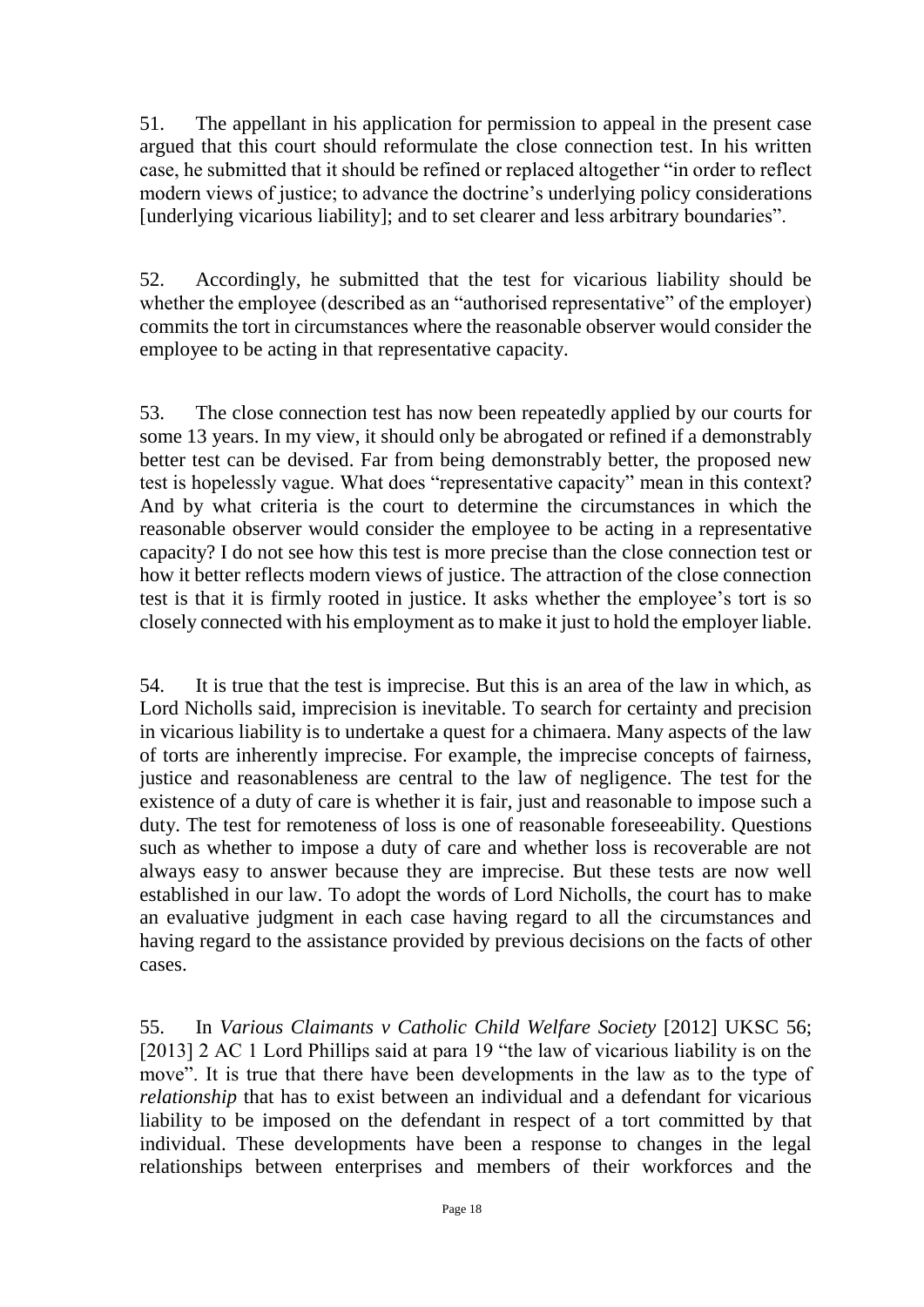51. The appellant in his application for permission to appeal in the present case argued that this court should reformulate the close connection test. In his written case, he submitted that it should be refined or replaced altogether "in order to reflect modern views of justice; to advance the doctrine's underlying policy considerations [underlying vicarious liability]; and to set clearer and less arbitrary boundaries".

52. Accordingly, he submitted that the test for vicarious liability should be whether the employee (described as an "authorised representative" of the employer) commits the tort in circumstances where the reasonable observer would consider the employee to be acting in that representative capacity.

53. The close connection test has now been repeatedly applied by our courts for some 13 years. In my view, it should only be abrogated or refined if a demonstrably better test can be devised. Far from being demonstrably better, the proposed new test is hopelessly vague. What does "representative capacity" mean in this context? And by what criteria is the court to determine the circumstances in which the reasonable observer would consider the employee to be acting in a representative capacity? I do not see how this test is more precise than the close connection test or how it better reflects modern views of justice. The attraction of the close connection test is that it is firmly rooted in justice. It asks whether the employee's tort is so closely connected with his employment as to make it just to hold the employer liable.

54. It is true that the test is imprecise. But this is an area of the law in which, as Lord Nicholls said, imprecision is inevitable. To search for certainty and precision in vicarious liability is to undertake a quest for a chimaera. Many aspects of the law of torts are inherently imprecise. For example, the imprecise concepts of fairness, justice and reasonableness are central to the law of negligence. The test for the existence of a duty of care is whether it is fair, just and reasonable to impose such a duty. The test for remoteness of loss is one of reasonable foreseeability. Questions such as whether to impose a duty of care and whether loss is recoverable are not always easy to answer because they are imprecise. But these tests are now well established in our law. To adopt the words of Lord Nicholls, the court has to make an evaluative judgment in each case having regard to all the circumstances and having regard to the assistance provided by previous decisions on the facts of other cases.

55. In *Various Claimants v Catholic Child Welfare Society* [2012] UKSC 56; [2013] 2 AC 1 Lord Phillips said at para 19 "the law of vicarious liability is on the move". It is true that there have been developments in the law as to the type of *relationship* that has to exist between an individual and a defendant for vicarious liability to be imposed on the defendant in respect of a tort committed by that individual. These developments have been a response to changes in the legal relationships between enterprises and members of their workforces and the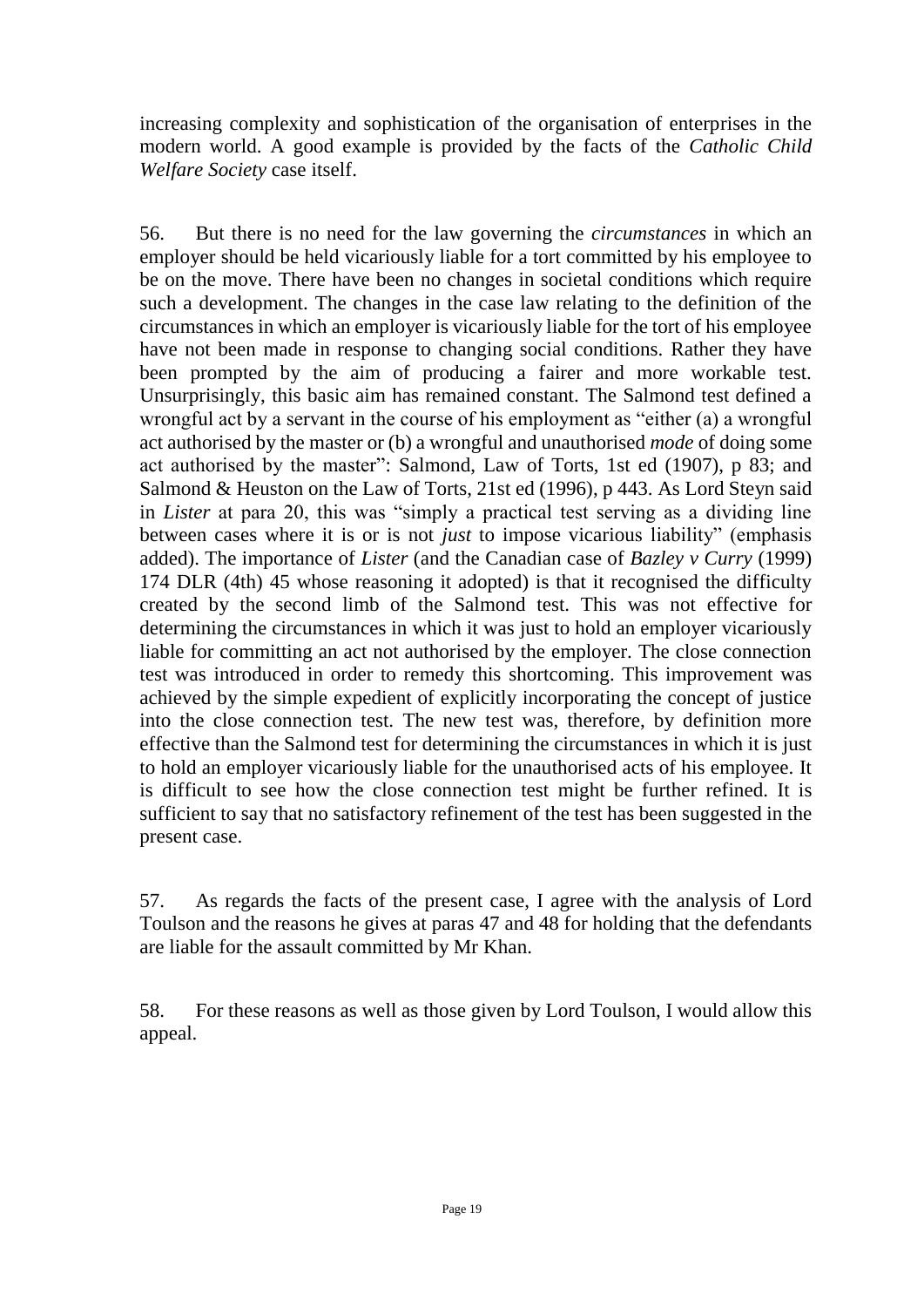increasing complexity and sophistication of the organisation of enterprises in the modern world. A good example is provided by the facts of the *Catholic Child Welfare Society* case itself.

56. But there is no need for the law governing the *circumstances* in which an employer should be held vicariously liable for a tort committed by his employee to be on the move. There have been no changes in societal conditions which require such a development. The changes in the case law relating to the definition of the circumstances in which an employer is vicariously liable for the tort of his employee have not been made in response to changing social conditions. Rather they have been prompted by the aim of producing a fairer and more workable test. Unsurprisingly, this basic aim has remained constant. The Salmond test defined a wrongful act by a servant in the course of his employment as "either (a) a wrongful act authorised by the master or (b) a wrongful and unauthorised *mode* of doing some act authorised by the master": Salmond, Law of Torts, 1st ed (1907), p 83; and Salmond & Heuston on the Law of Torts, 21st ed (1996), p 443. As Lord Steyn said in *Lister* at para 20, this was "simply a practical test serving as a dividing line between cases where it is or is not *just* to impose vicarious liability" (emphasis added). The importance of *Lister* (and the Canadian case of *Bazley v Curry* (1999) 174 DLR (4th) 45 whose reasoning it adopted) is that it recognised the difficulty created by the second limb of the Salmond test. This was not effective for determining the circumstances in which it was just to hold an employer vicariously liable for committing an act not authorised by the employer. The close connection test was introduced in order to remedy this shortcoming. This improvement was achieved by the simple expedient of explicitly incorporating the concept of justice into the close connection test. The new test was, therefore, by definition more effective than the Salmond test for determining the circumstances in which it is just to hold an employer vicariously liable for the unauthorised acts of his employee. It is difficult to see how the close connection test might be further refined. It is sufficient to say that no satisfactory refinement of the test has been suggested in the present case.

57. As regards the facts of the present case, I agree with the analysis of Lord Toulson and the reasons he gives at paras 47 and 48 for holding that the defendants are liable for the assault committed by Mr Khan.

58. For these reasons as well as those given by Lord Toulson, I would allow this appeal.